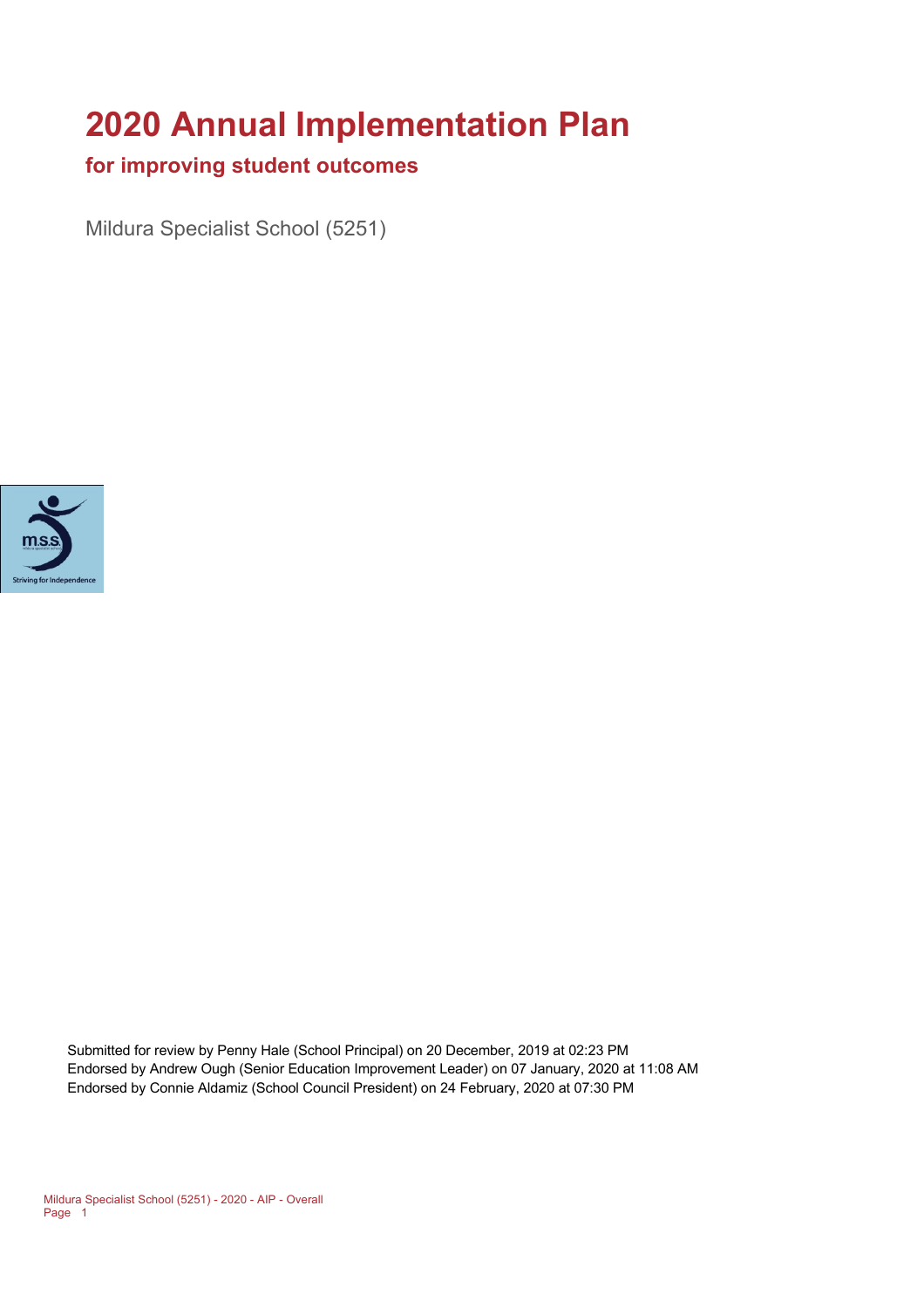# 2020 Annual Implementation Plan

## for improving student outcomes

Mildura Specialist School (5251)

Submitted for review by Penny Hale (School Principal) on 20 December, 2019 at 02:23 PM
Endorsed by Andrew Ough (Senior Education Improvement Leader) on 07 January, 2020 at 11:08 AM
Endorsed by Connie Aldamiz (School Council President) on 24 February, 2020 at 07:30 PM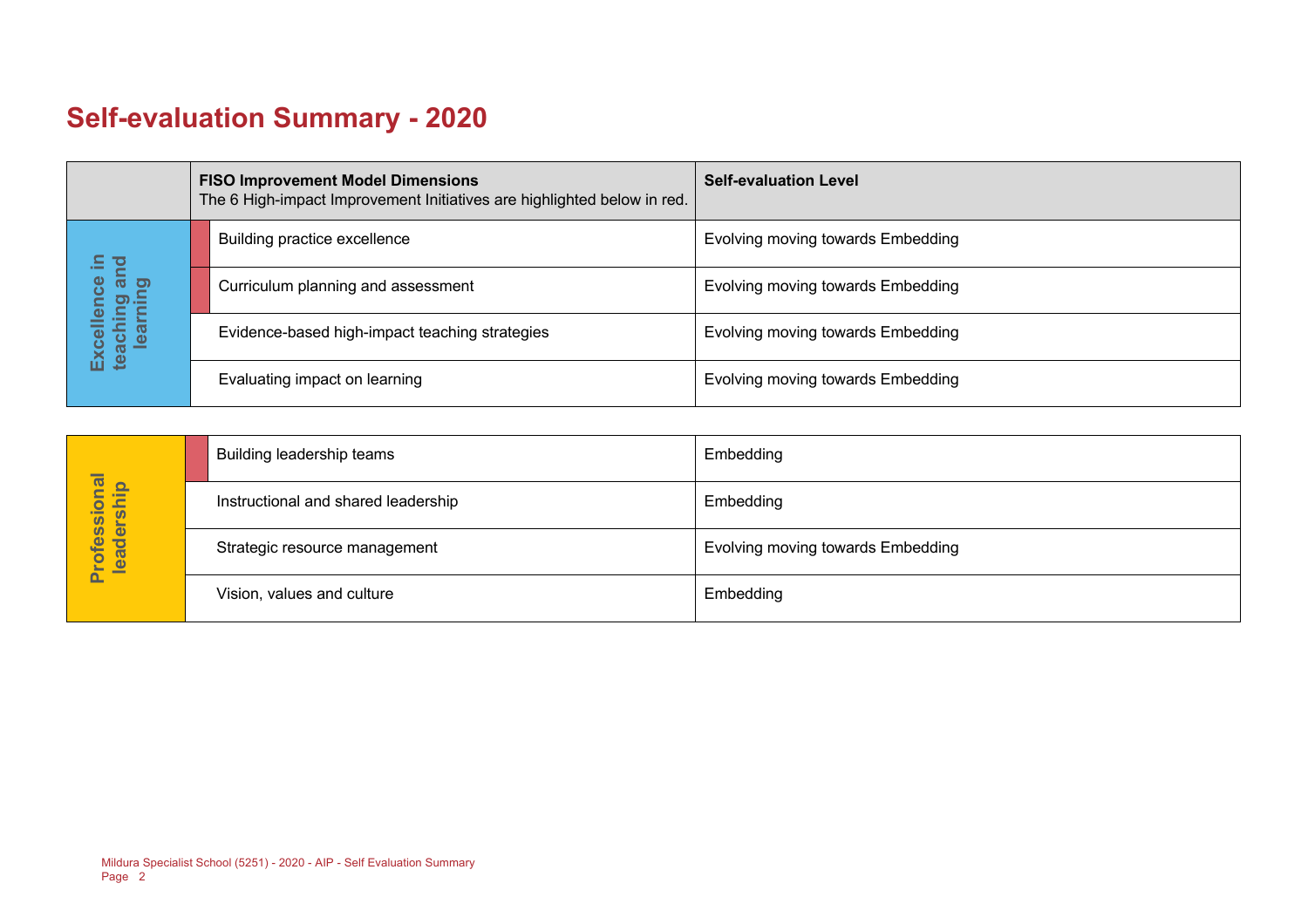# Self-evaluation Summary - 2020

| | FISO Improvement Model Dimensions<br>The 6 High-impact Improvement Initiatives are highlighted below in red. | Self-evaluation Level |
|---|---|---|
| Excellence in teaching and learning | Building practice excellence | Evolving moving towards Embedding |
| | Curriculum planning and assessment | Evolving moving towards Embedding |
| | Evidence-based high-impact teaching strategies | Evolving moving towards Embedding |
| | Evaluating impact on learning | Evolving moving towards Embedding |

| | | |
|---|---|---|
| Professional leadership | Building leadership teams | Embedding |
| | Instructional and shared leadership | Embedding |
| | Strategic resource management | Evolving moving towards Embedding |
| | Vision, values and culture | Embedding |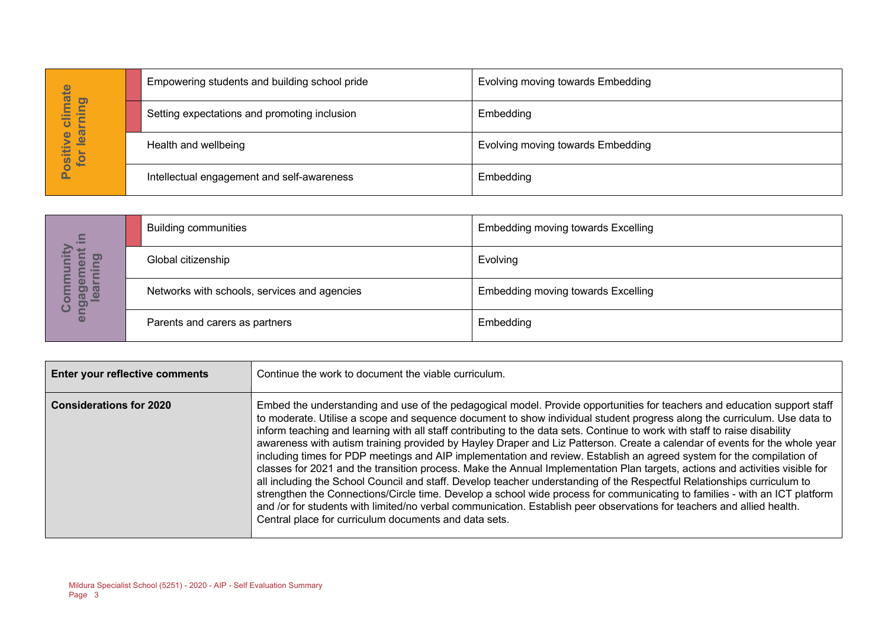| Positive climate for learning | | |
|---|---|---|
| | Empowering students and building school pride | Evolving moving towards Embedding |
| | Setting expectations and promoting inclusion | Embedding |
| | Health and wellbeing | Evolving moving towards Embedding |
| | Intellectual engagement and self-awareness | Embedding |

| Community engagement in learning | | |
|---|---|---|
| | Building communities | Embedding moving towards Excelling |
| | Global citizenship | Evolving |
| | Networks with schools, services and agencies | Embedding moving towards Excelling |
| | Parents and carers as partners | Embedding |

| | |
|---|---|
| **Enter your reflective comments** | Continue the work to document the viable curriculum. |
| **Considerations for 2020** | Embed the understanding and use of the pedagogical model. Provide opportunities for teachers and education support staff to moderate. Utilise a scope and sequence document to show individual student progress along the curriculum. Use data to inform teaching and learning with all staff contributing to the data sets. Continue to work with staff to raise disability awareness with autism training provided by Hayley Draper and Liz Patterson. Create a calendar of events for the whole year including times for PDP meetings and AIP implementation and review. Establish an agreed system for the compilation of classes for 2021 and the transition process. Make the Annual Implementation Plan targets, actions and activities visible for all including the School Council and staff. Develop teacher understanding of the Respectful Relationships curriculum to strengthen the Connections/Circle time. Develop a school wide process for communicating to families - with an ICT platform and /or for students with limited/no verbal communication. Establish peer observations for teachers and allied health. Central place for curriculum documents and data sets. |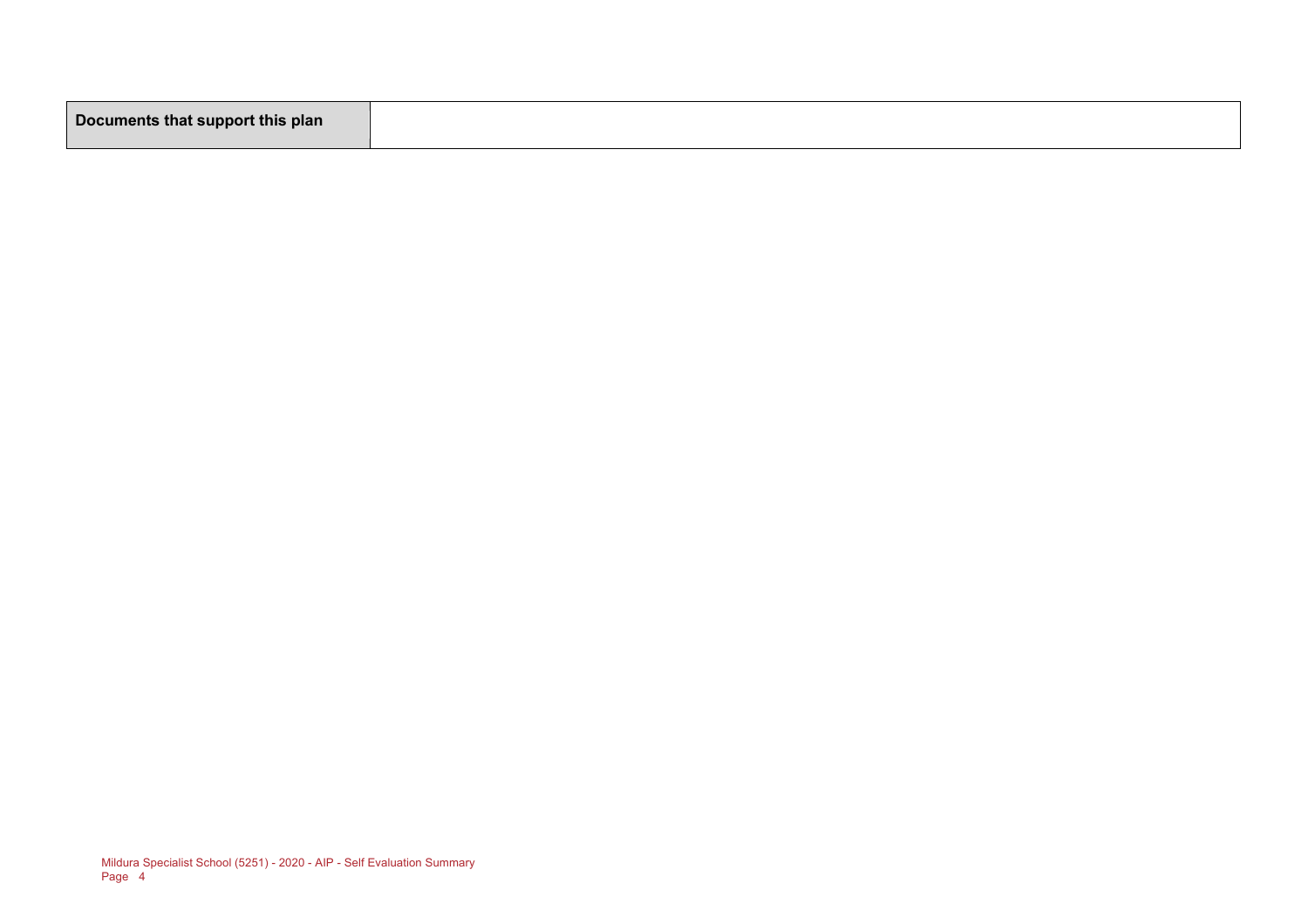| Documents that support this plan | |
|---|---|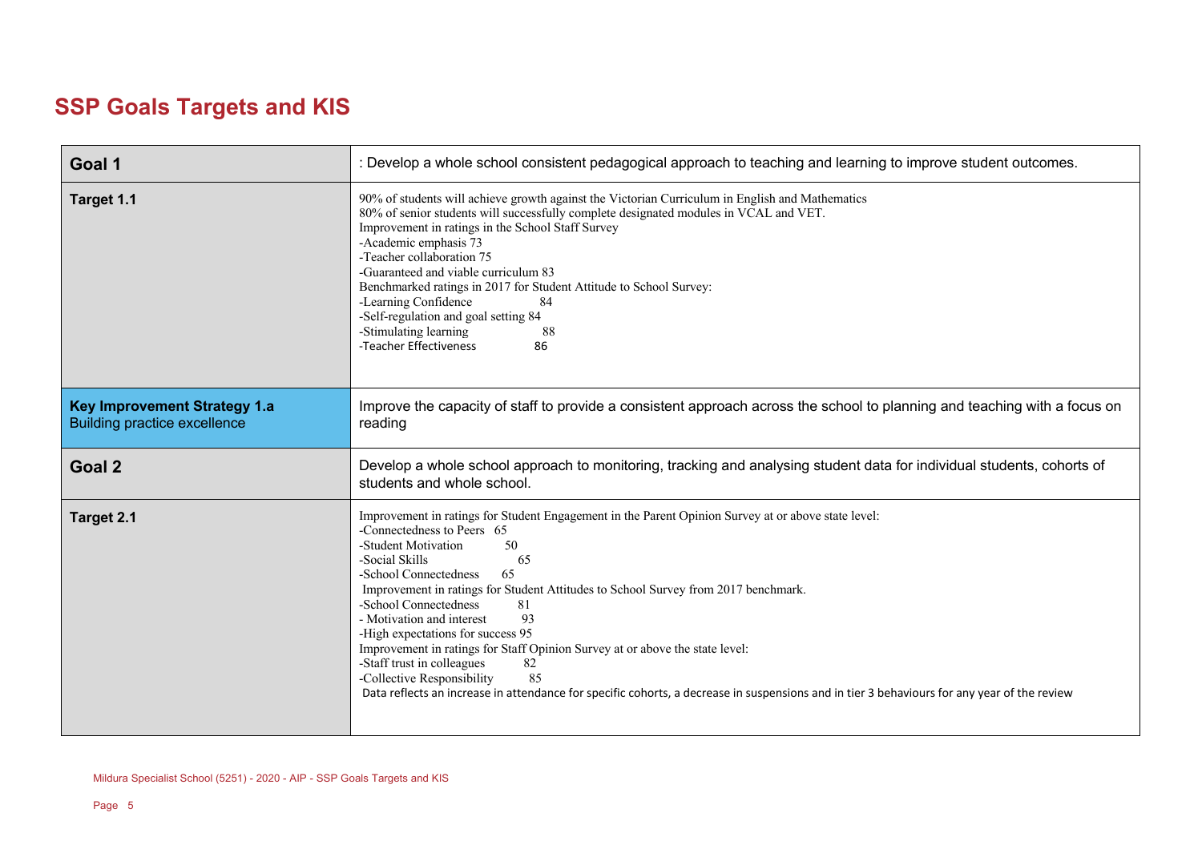# SSP Goals Targets and KIS

| | |
|---|---|
| **Goal 1** | : Develop a whole school consistent pedagogical approach to teaching and learning to improve student outcomes. |
| **Target 1.1** | 90% of students will achieve growth against the Victorian Curriculum in English and Mathematics<br>80% of senior students will successfully complete designated modules in VCAL and VET.<br>Improvement in ratings in the School Staff Survey<br>-Academic emphasis 73<br>-Teacher collaboration 75<br>-Guaranteed and viable curriculum 83<br>Benchmarked ratings in 2017 for Student Attitude to School Survey:<br>-Learning Confidence 84<br>-Self-regulation and goal setting 84<br>-Stimulating learning 88<br>-Teacher Effectiveness 86 |
| **Key Improvement Strategy 1.a**<br>Building practice excellence | Improve the capacity of staff to provide a consistent approach across the school to planning and teaching with a focus on reading |
| **Goal 2** | Develop a whole school approach to monitoring, tracking and analysing student data for individual students, cohorts of students and whole school. |
| **Target 2.1** | Improvement in ratings for Student Engagement in the Parent Opinion Survey at or above state level:<br>-Connectedness to Peers 65<br>-Student Motivation 50<br>-Social Skills 65<br>-School Connectedness 65<br>Improvement in ratings for Student Attitudes to School Survey from 2017 benchmark.<br>-School Connectedness 81<br>- Motivation and interest 93<br>-High expectations for success 95<br>Improvement in ratings for Staff Opinion Survey at or above the state level:<br>-Staff trust in colleagues 82<br>-Collective Responsibility 85<br>Data reflects an increase in attendance for specific cohorts, a decrease in suspensions and in tier 3 behaviours for any year of the review |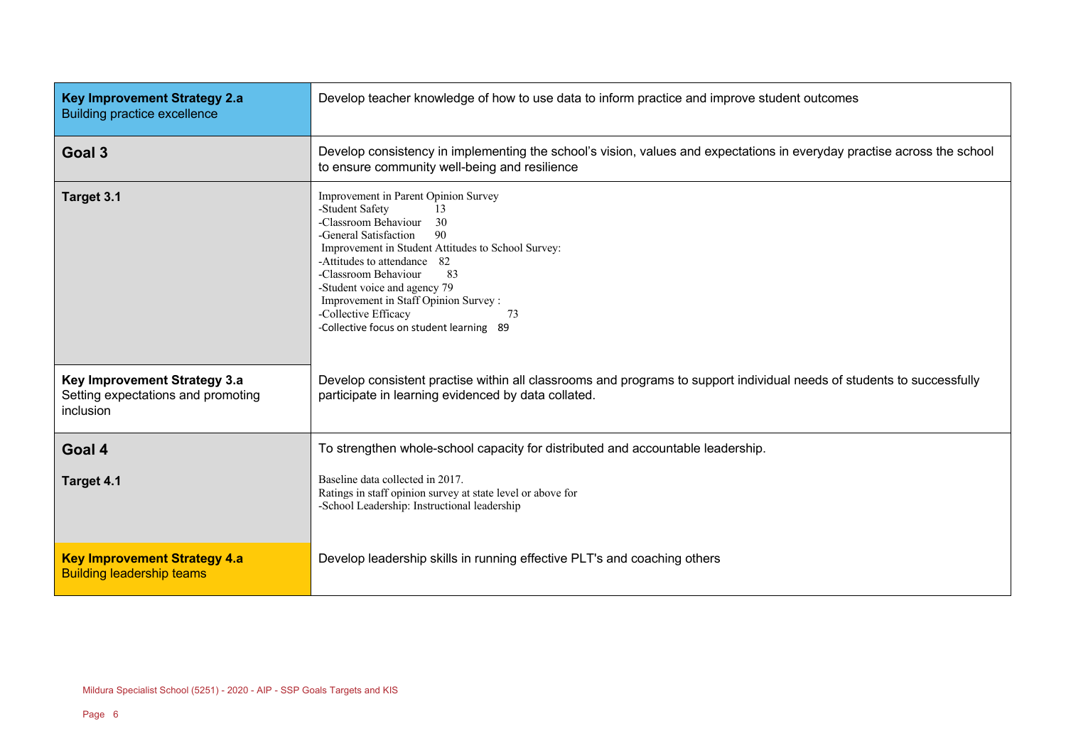| | |
|---|---|
| **Key Improvement Strategy 2.a**<br>Building practice excellence | Develop teacher knowledge of how to use data to inform practice and improve student outcomes |
| **Goal 3** | Develop consistency in implementing the school's vision, values and expectations in everyday practise across the school to ensure community well-being and resilience |
| **Target 3.1** | Improvement in Parent Opinion Survey<br>-Student Safety 13<br>-Classroom Behaviour 30<br>-General Satisfaction 90<br>Improvement in Student Attitudes to School Survey:<br>-Attitudes to attendance 82<br>-Classroom Behaviour 83<br>-Student voice and agency 79<br>Improvement in Staff Opinion Survey :<br>-Collective Efficacy 73<br>-Collective focus on student learning 89 |
| **Key Improvement Strategy 3.a**<br>Setting expectations and promoting inclusion | Develop consistent practise within all classrooms and programs to support individual needs of students to successfully participate in learning evidenced by data collated. |
| **Goal 4** | To strengthen whole-school capacity for distributed and accountable leadership. |
| **Target 4.1** | Baseline data collected in 2017.<br>Ratings in staff opinion survey at state level or above for<br>-School Leadership: Instructional leadership |
| **Key Improvement Strategy 4.a**<br>Building leadership teams | Develop leadership skills in running effective PLT's and coaching others |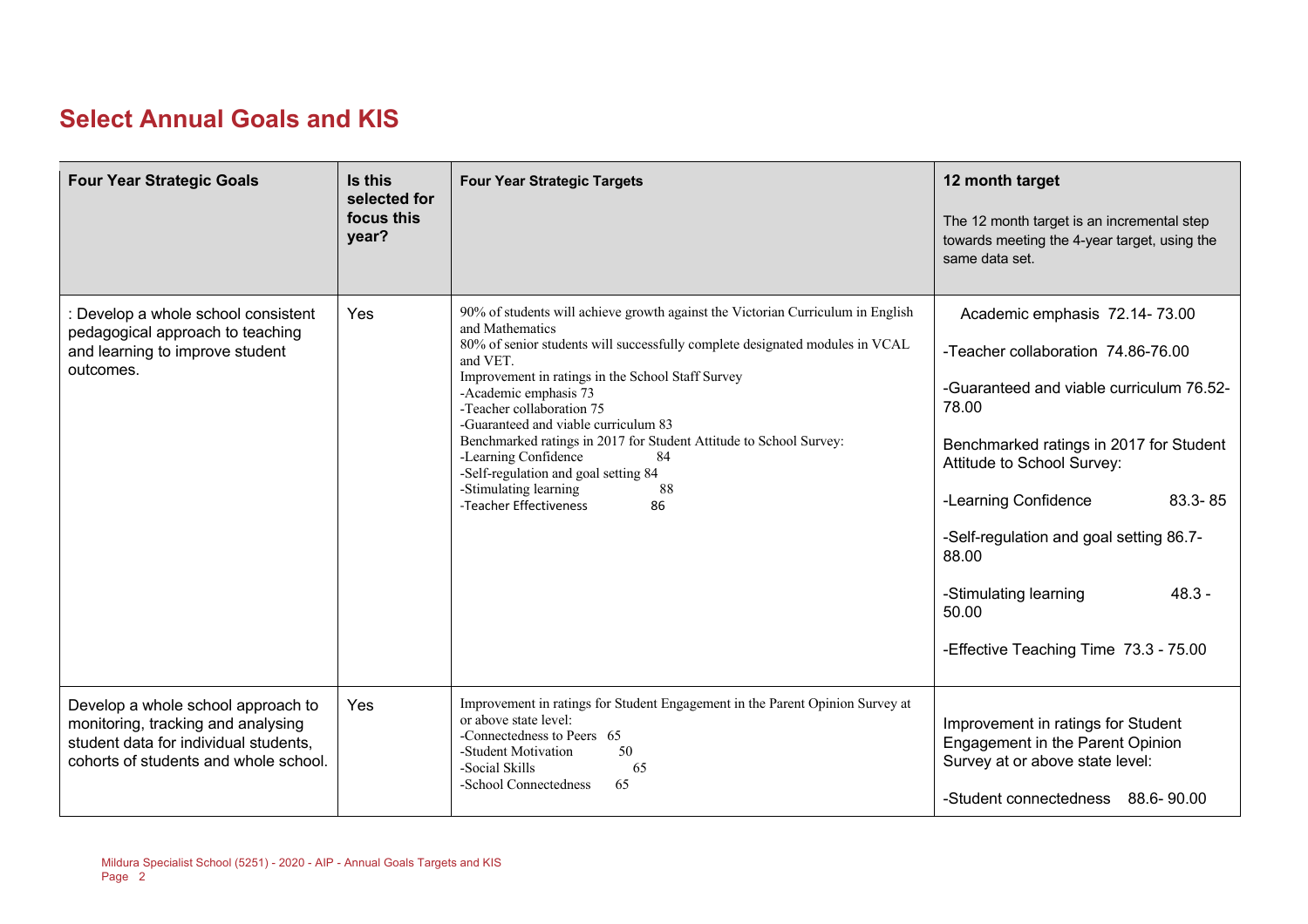## Select Annual Goals and KIS

| Four Year Strategic Goals | Is this selected for focus this year? | Four Year Strategic Targets | 12 month target<br>The 12 month target is an incremental step towards meeting the 4-year target, using the same data set. |
|---|---|---|---|
| : Develop a whole school consistent pedagogical approach to teaching and learning to improve student outcomes. | Yes | 90% of students will achieve growth against the Victorian Curriculum in English and Mathematics<br>80% of senior students will successfully complete designated modules in VCAL and VET.<br>Improvement in ratings in the School Staff Survey<br>-Academic emphasis 73<br>-Teacher collaboration 75<br>-Guaranteed and viable curriculum 83<br>Benchmarked ratings in 2017 for Student Attitude to School Survey:<br>-Learning Confidence 84<br>-Self-regulation and goal setting 84<br>-Stimulating learning 88<br>-Teacher Effectiveness 86 | Academic emphasis 72.14- 73.00<br>-Teacher collaboration 74.86-76.00<br>-Guaranteed and viable curriculum 76.52-78.00<br>Benchmarked ratings in 2017 for Student Attitude to School Survey:<br>-Learning Confidence 83.3- 85<br>-Self-regulation and goal setting 86.7-88.00<br>-Stimulating learning 48.3 - 50.00<br>-Effective Teaching Time 73.3 - 75.00 |
| Develop a whole school approach to monitoring, tracking and analysing student data for individual students, cohorts of students and whole school. | Yes | Improvement in ratings for Student Engagement in the Parent Opinion Survey at or above state level:<br>-Connectedness to Peers 65<br>-Student Motivation 50<br>-Social Skills 65<br>-School Connectedness 65 | Improvement in ratings for Student Engagement in the Parent Opinion Survey at or above state level:<br>-Student connectedness 88.6- 90.00 |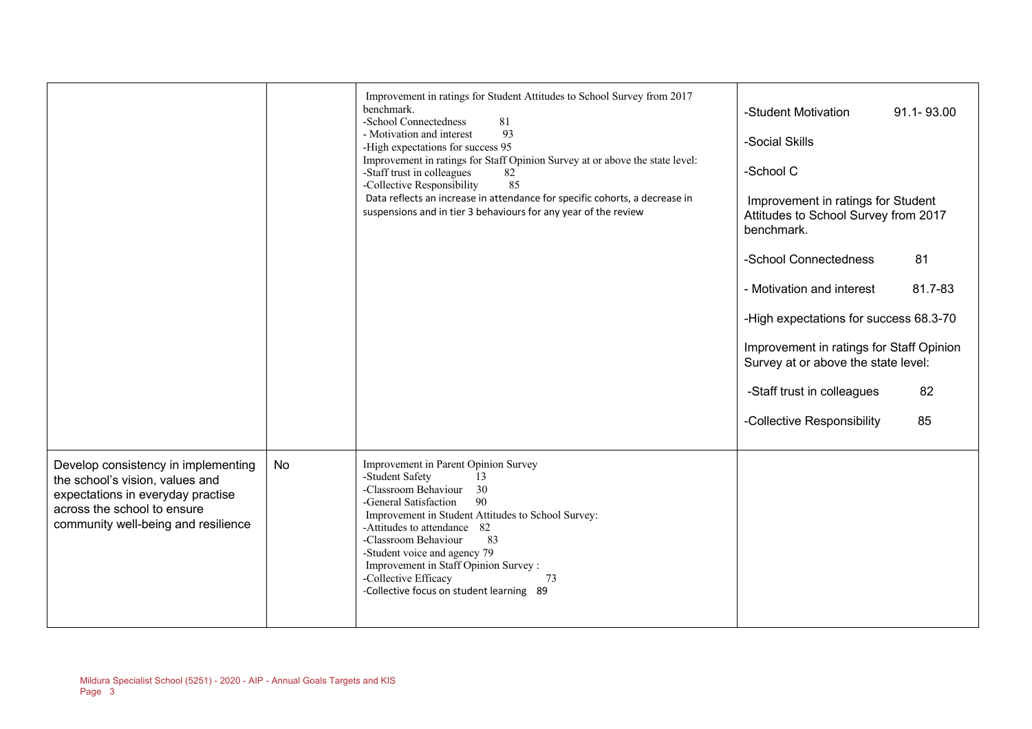| | | | |
|---|---|---|---|
| | | Improvement in ratings for Student Attitudes to School Survey from 2017 benchmark.<br>-School Connectedness 81<br>- Motivation and interest 93<br>-High expectations for success 95<br>Improvement in ratings for Staff Opinion Survey at or above the state level:<br>-Staff trust in colleagues 82<br>-Collective Responsibility 85<br>Data reflects an increase in attendance for specific cohorts, a decrease in suspensions and in tier 3 behaviours for any year of the review | -Student Motivation 91.1- 93.00<br>-Social Skills<br>-School C<br>Improvement in ratings for Student Attitudes to School Survey from 2017 benchmark.<br>-School Connectedness 81<br>- Motivation and interest 81.7-83<br>-High expectations for success 68.3-70<br>Improvement in ratings for Staff Opinion Survey at or above the state level:<br>-Staff trust in colleagues 82<br>-Collective Responsibility 85 |
| Develop consistency in implementing the school's vision, values and expectations in everyday practise across the school to ensure community well-being and resilience | No | Improvement in Parent Opinion Survey<br>-Student Safety 13<br>-Classroom Behaviour 30<br>-General Satisfaction 90<br>Improvement in Student Attitudes to School Survey:<br>-Attitudes to attendance 82<br>-Classroom Behaviour 83<br>-Student voice and agency 79<br>Improvement in Staff Opinion Survey :<br>-Collective Efficacy 73<br>-Collective focus on student learning 89 | |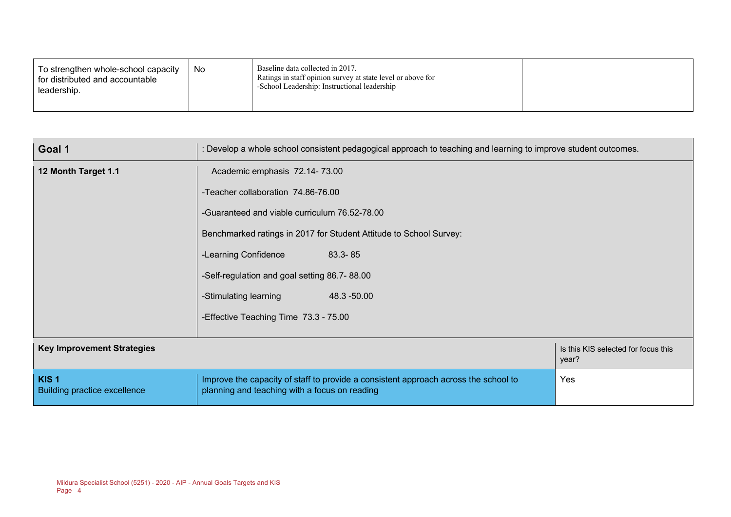| | | | |
|---|---|---|---|
| To strengthen whole-school capacity for distributed and accountable leadership. | No | Baseline data collected in 2017.<br>Ratings in staff opinion survey at state level or above for<br>-School Leadership: Instructional leadership | |

| | | |
|---|---|---|
| **Goal 1** | : Develop a whole school consistent pedagogical approach to teaching and learning to improve student outcomes. | |
| **12 Month Target 1.1** | Academic emphasis 72.14- 73.00<br><br>-Teacher collaboration 74.86-76.00<br><br>-Guaranteed and viable curriculum 76.52-78.00<br><br>Benchmarked ratings in 2017 for Student Attitude to School Survey:<br><br>-Learning Confidence 83.3- 85<br><br>-Self-regulation and goal setting 86.7- 88.00<br><br>-Stimulating learning 48.3 -50.00<br><br>-Effective Teaching Time 73.3 - 75.00 | |
| **Key Improvement Strategies** | | Is this KIS selected for focus this year? |
| **KIS 1**<br>Building practice excellence | Improve the capacity of staff to provide a consistent approach across the school to planning and teaching with a focus on reading | Yes |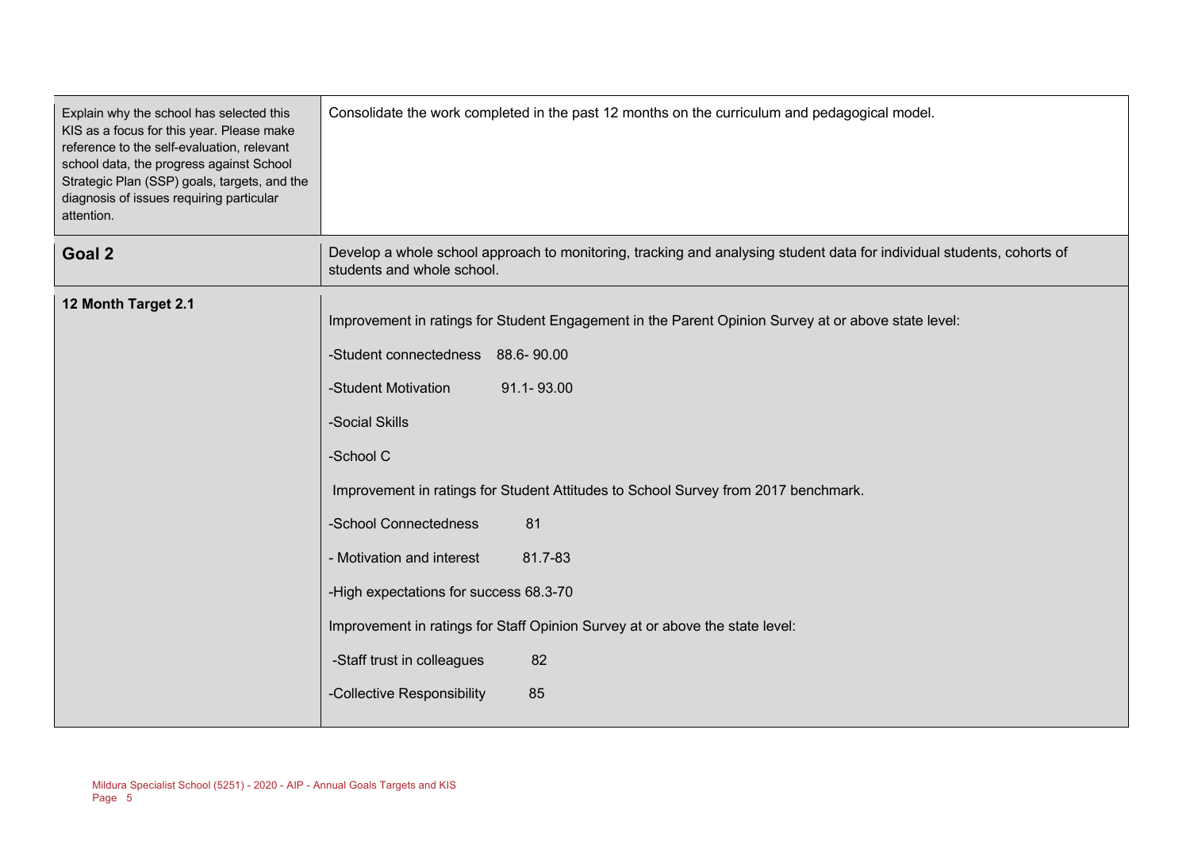| | |
|---|---|
| Explain why the school has selected this KIS as a focus for this year. Please make reference to the self-evaluation, relevant school data, the progress against School Strategic Plan (SSP) goals, targets, and the diagnosis of issues requiring particular attention. | Consolidate the work completed in the past 12 months on the curriculum and pedagogical model. |
| **Goal 2** | Develop a whole school approach to monitoring, tracking and analysing student data for individual students, cohorts of students and whole school. |
| **12 Month Target 2.1** | Improvement in ratings for Student Engagement in the Parent Opinion Survey at or above state level:<br><br>-Student connectedness 88.6- 90.00<br><br>-Student Motivation 91.1- 93.00<br><br>-Social Skills<br><br>-School C<br><br>Improvement in ratings for Student Attitudes to School Survey from 2017 benchmark.<br><br>-School Connectedness 81<br><br>- Motivation and interest 81.7-83<br><br>-High expectations for success 68.3-70<br><br>Improvement in ratings for Staff Opinion Survey at or above the state level:<br><br>-Staff trust in colleagues 82<br><br>-Collective Responsibility 85 |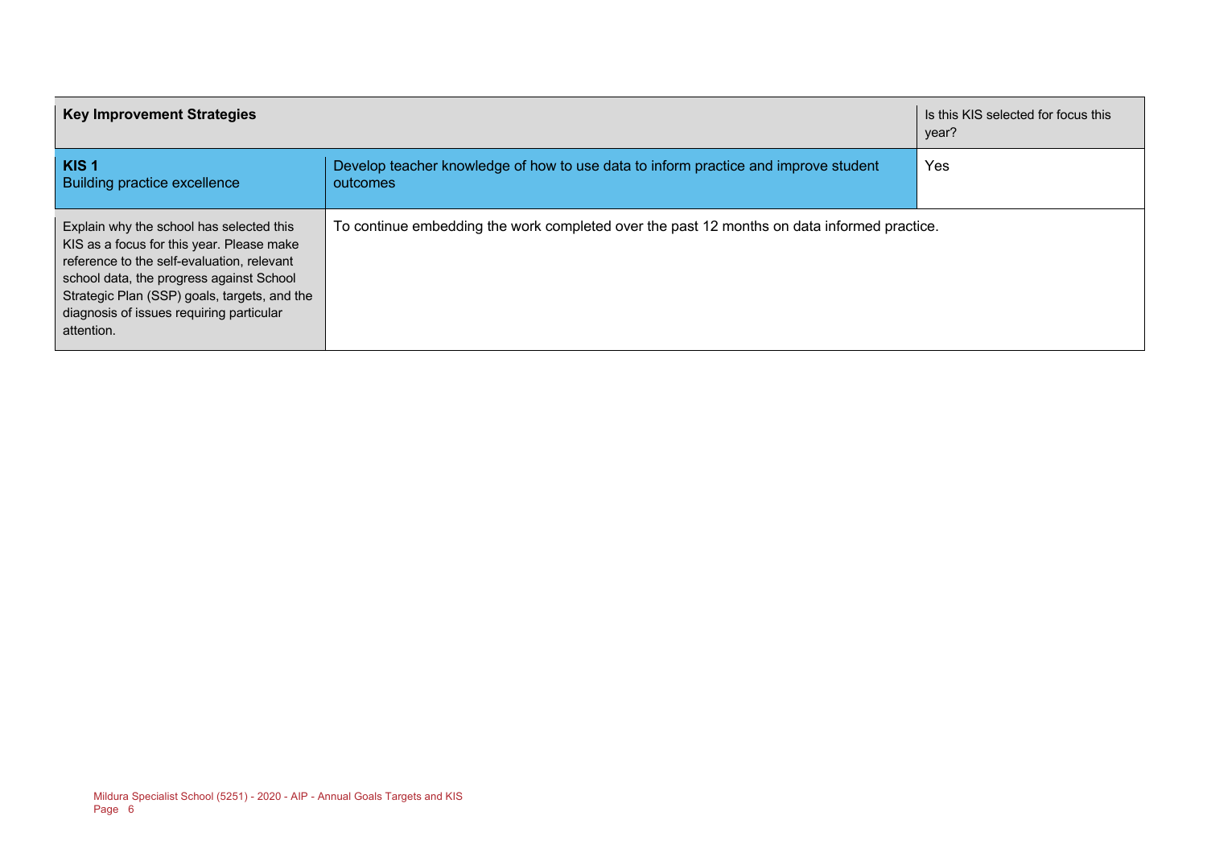| Key Improvement Strategies | | Is this KIS selected for focus this year? |
|---|---|---|
| **KIS 1**<br>Building practice excellence | Develop teacher knowledge of how to use data to inform practice and improve student outcomes | Yes |
| Explain why the school has selected this KIS as a focus for this year. Please make reference to the self-evaluation, relevant school data, the progress against School Strategic Plan (SSP) goals, targets, and the diagnosis of issues requiring particular attention. | To continue embedding the work completed over the past 12 months on data informed practice. | |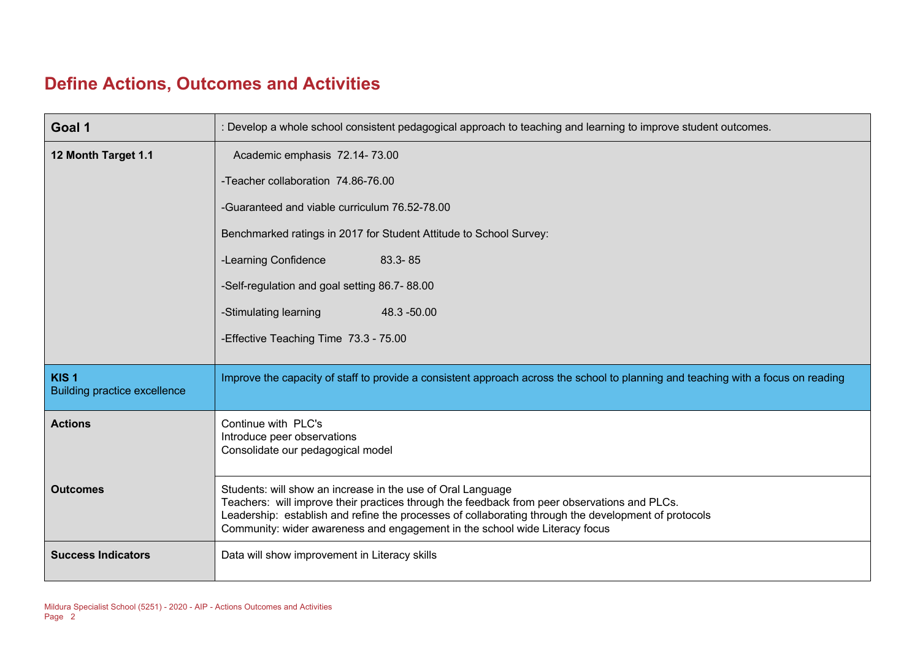# Define Actions, Outcomes and Activities

| Goal 1 | : Develop a whole school consistent pedagogical approach to teaching and learning to improve student outcomes. |
|---|---|
| **12 Month Target 1.1** | Academic emphasis 72.14- 73.00<br><br>-Teacher collaboration 74.86-76.00<br><br>-Guaranteed and viable curriculum 76.52-78.00<br><br>Benchmarked ratings in 2017 for Student Attitude to School Survey:<br><br>-Learning Confidence 83.3- 85<br><br>-Self-regulation and goal setting 86.7- 88.00<br><br>-Stimulating learning 48.3 -50.00<br><br>-Effective Teaching Time 73.3 - 75.00 |
| **KIS 1**<br>Building practice excellence | Improve the capacity of staff to provide a consistent approach across the school to planning and teaching with a focus on reading |
| **Actions** | Continue with PLC's<br>Introduce peer observations<br>Consolidate our pedagogical model |
| **Outcomes** | Students: will show an increase in the use of Oral Language<br>Teachers: will improve their practices through the feedback from peer observations and PLCs.<br>Leadership: establish and refine the processes of collaborating through the development of protocols<br>Community: wider awareness and engagement in the school wide Literacy focus |
| **Success Indicators** | Data will show improvement in Literacy skills |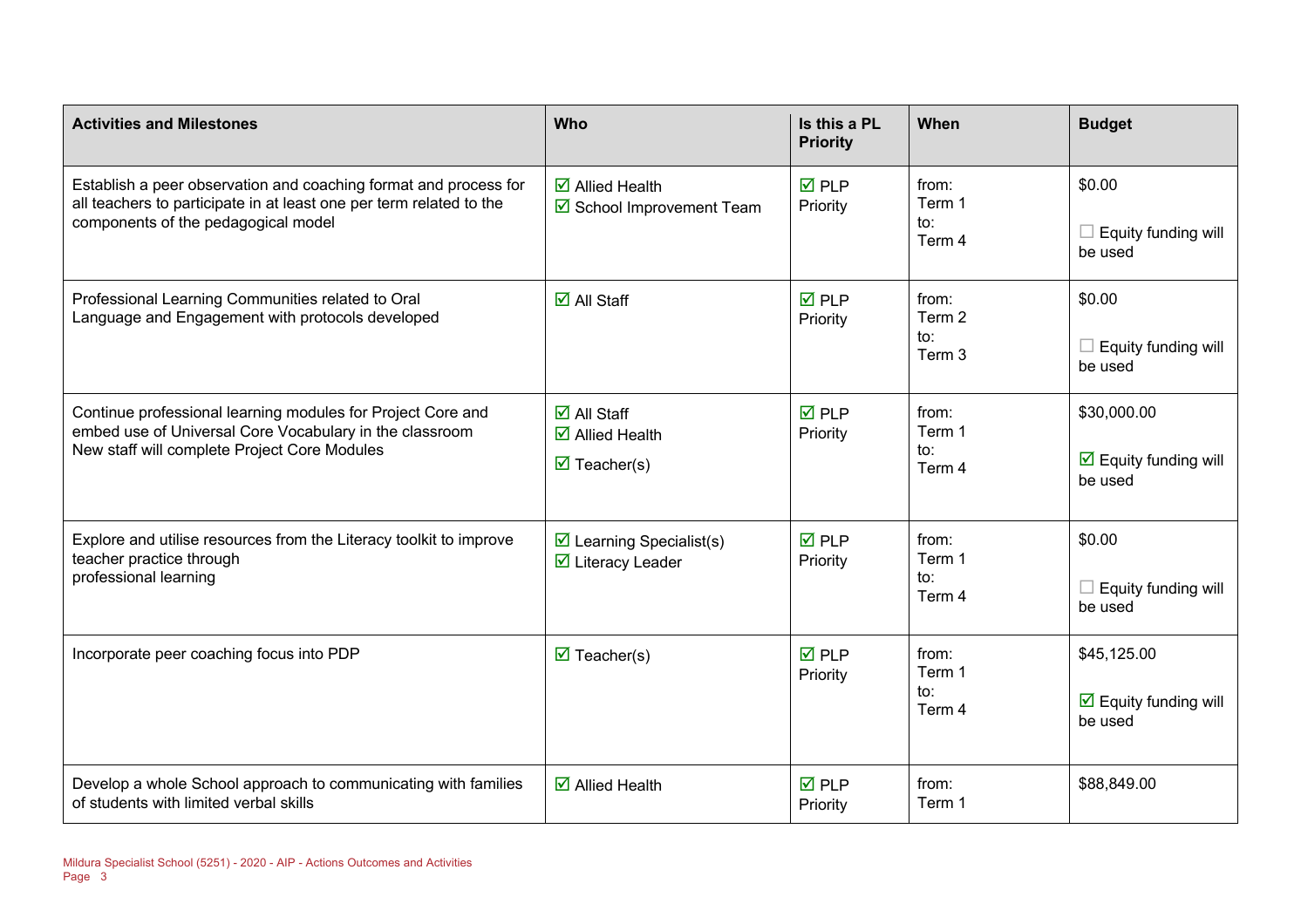| Activities and Milestones | Who | Is this a PL Priority | When | Budget |
|---|---|---|---|---|
| Establish a peer observation and coaching format and process for all teachers to participate in at least one per term related to the components of the pedagogical model | ☑ Allied Health<br>☑ School Improvement Team | ☑ PLP Priority | from: Term 1 to: Term 4 | $0.00<br><br>☐ Equity funding will be used |
| Professional Learning Communities related to Oral Language and Engagement with protocols developed | ☑ All Staff | ☑ PLP Priority | from: Term 2 to: Term 3 | $0.00<br><br>☐ Equity funding will be used |
| Continue professional learning modules for Project Core and embed use of Universal Core Vocabulary in the classroom<br>New staff will complete Project Core Modules | ☑ All Staff<br>☑ Allied Health<br>☑ Teacher(s) | ☑ PLP Priority | from: Term 1 to: Term 4 | $30,000.00<br><br>☑ Equity funding will be used |
| Explore and utilise resources from the Literacy toolkit to improve teacher practice through professional learning | ☑ Learning Specialist(s)<br>☑ Literacy Leader | ☑ PLP Priority | from: Term 1 to: Term 4 | $0.00<br><br>☐ Equity funding will be used |
| Incorporate peer coaching focus into PDP | ☑ Teacher(s) | ☑ PLP Priority | from: Term 1 to: Term 4 | $45,125.00<br><br>☑ Equity funding will be used |
| Develop a whole School approach to communicating with families of students with limited verbal skills | ☑ Allied Health | ☑ PLP Priority | from: Term 1 | $88,849.00 |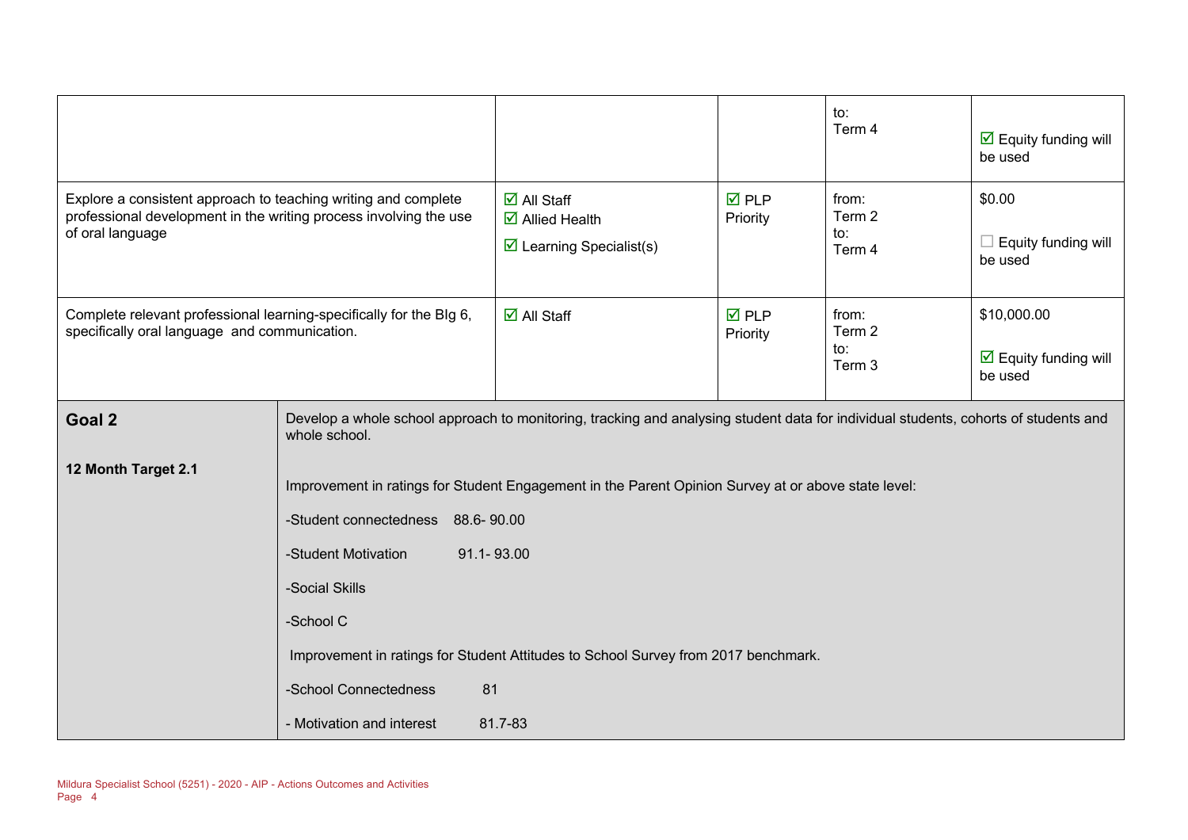| | | | | |
|---|---|---|---|---|
| | | | to:<br>Term 4 | ☑ Equity funding will be used |
| Explore a consistent approach to teaching writing and complete professional development in the writing process involving the use of oral language | ☑ All Staff<br>☑ Allied Health<br>☑ Learning Specialist(s) | ☑ PLP Priority | from:<br>Term 2<br>to:<br>Term 4 | $0.00<br><br>☐ Equity funding will be used |
| Complete relevant professional learning-specifically for the BIg 6, specifically oral language and communication. | ☑ All Staff | ☑ PLP Priority | from:<br>Term 2<br>to:<br>Term 3 | $10,000.00<br><br>☑ Equity funding will be used |

| | |
|---|---|
| **Goal 2** | Develop a whole school approach to monitoring, tracking and analysing student data for individual students, cohorts of students and whole school. |
| **12 Month Target 2.1** | Improvement in ratings for Student Engagement in the Parent Opinion Survey at or above state level:<br><br>-Student connectedness 88.6- 90.00<br><br>-Student Motivation 91.1- 93.00<br><br>-Social Skills<br><br>-School C<br><br>Improvement in ratings for Student Attitudes to School Survey from 2017 benchmark.<br><br>-School Connectedness 81<br><br>- Motivation and interest 81.7-83 |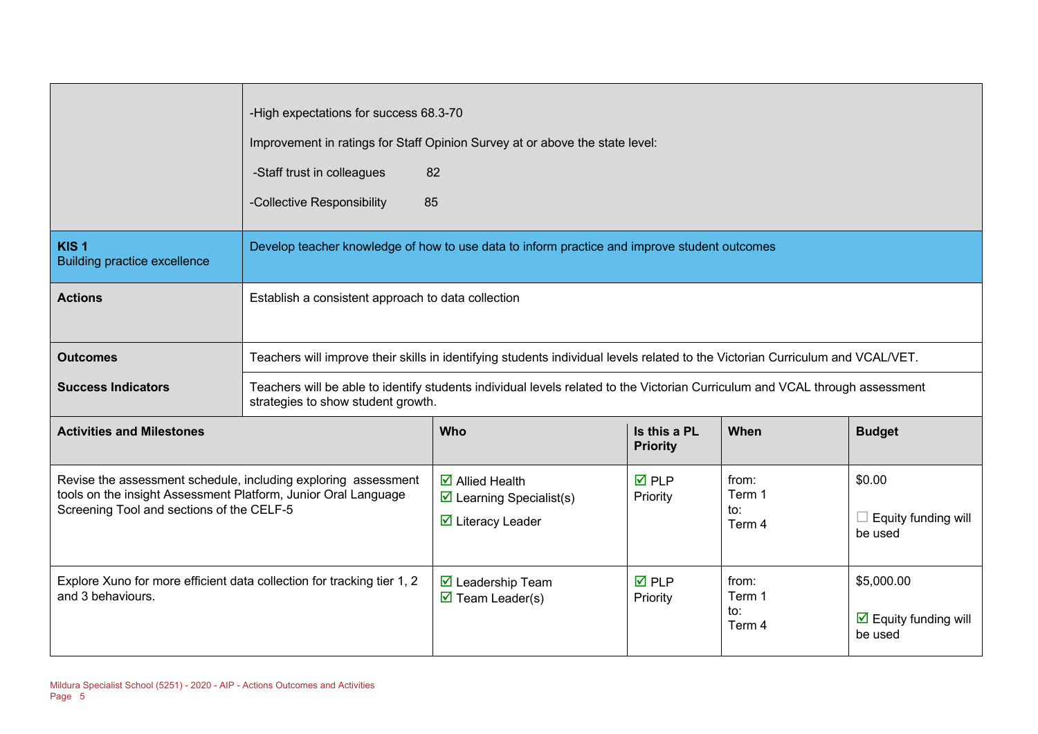| | |
|---|---|
| | -High expectations for success 68.3-70<br><br>Improvement in ratings for Staff Opinion Survey at or above the state level:<br><br>-Staff trust in colleagues 82<br><br>-Collective Responsibility 85 |
| **KIS 1**<br>Building practice excellence | Develop teacher knowledge of how to use data to inform practice and improve student outcomes |
| **Actions** | Establish a consistent approach to data collection |
| **Outcomes** | Teachers will improve their skills in identifying students individual levels related to the Victorian Curriculum and VCAL/VET. |
| **Success Indicators** | Teachers will be able to identify students individual levels related to the Victorian Curriculum and VCAL through assessment strategies to show student growth. |

| **Activities and Milestones** | **Who** | **Is this a PL Priority** | **When** | **Budget** |
|---|---|---|---|---|
| Revise the assessment schedule, including exploring assessment tools on the insight Assessment Platform, Junior Oral Language Screening Tool and sections of the CELF-5 | ☑ Allied Health<br>☑ Learning Specialist(s)<br>☑ Literacy Leader | ☑ PLP Priority | from:<br>Term 1<br>to:<br>Term 4 | $0.00<br><br>☐ Equity funding will be used |
| Explore Xuno for more efficient data collection for tracking tier 1, 2 and 3 behaviours. | ☑ Leadership Team<br>☑ Team Leader(s) | ☑ PLP Priority | from:<br>Term 1<br>to:<br>Term 4 | $5,000.00<br><br>☑ Equity funding will be used |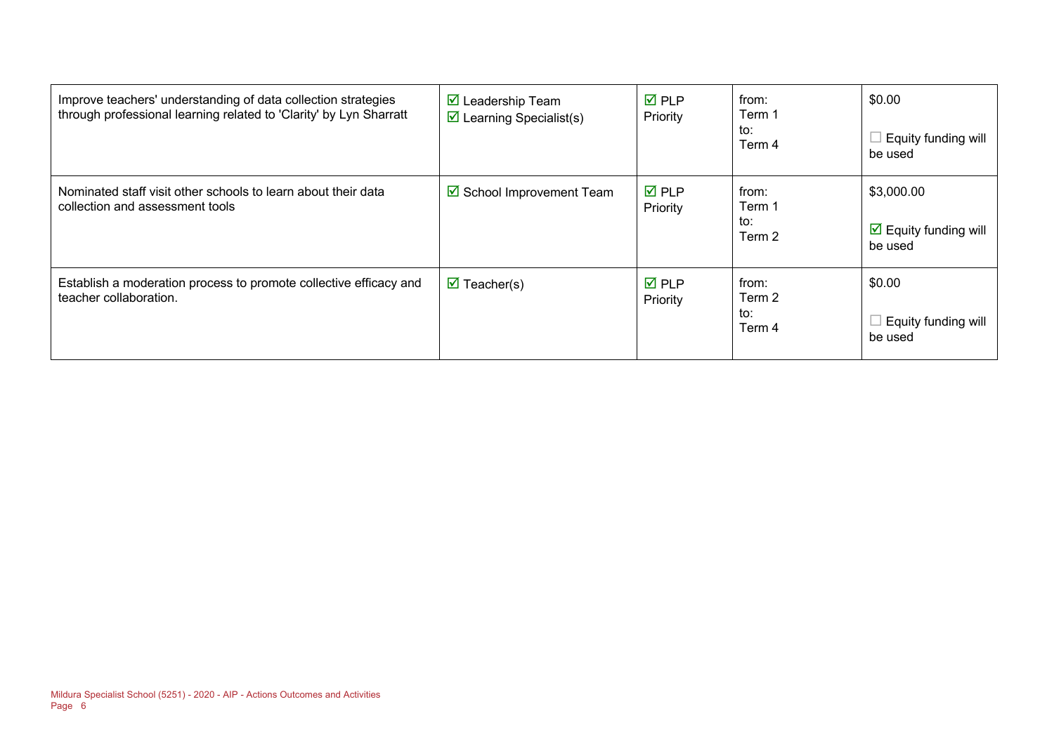| | | | | |
|---|---|---|---|---|
| Improve teachers' understanding of data collection strategies through professional learning related to 'Clarity' by Lyn Sharratt | ☑ Leadership Team<br>☑ Learning Specialist(s) | ☑ PLP Priority | from:<br>Term 1<br>to:<br>Term 4 | $0.00<br><br>☐ Equity funding will be used |
| Nominated staff visit other schools to learn about their data collection and assessment tools | ☑ School Improvement Team | ☑ PLP Priority | from:<br>Term 1<br>to:<br>Term 2 | $3,000.00<br><br>☑ Equity funding will be used |
| Establish a moderation process to promote collective efficacy and teacher collaboration. | ☑ Teacher(s) | ☑ PLP Priority | from:<br>Term 2<br>to:<br>Term 4 | $0.00<br><br>☐ Equity funding will be used |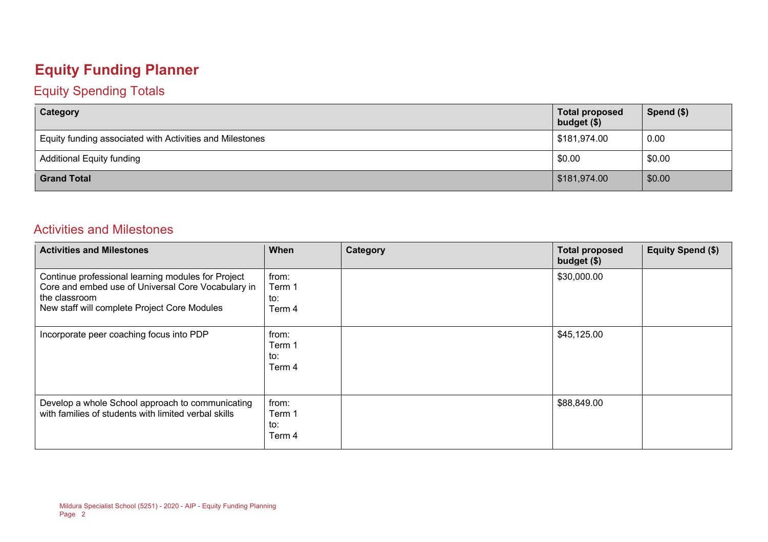# Equity Funding Planner

## Equity Spending Totals

| Category | Total proposed budget ($) | Spend ($) |
|---|---|---|
| Equity funding associated with Activities and Milestones | $181,974.00 | 0.00 |
| Additional Equity funding | $0.00 | $0.00 |
| **Grand Total** | $181,974.00 | $0.00 |

## Activities and Milestones

| Activities and Milestones | When | Category | Total proposed budget ($) | Equity Spend ($) |
|---|---|---|---|---|
| Continue professional learning modules for Project Core and embed use of Universal Core Vocabulary in the classroom<br>New staff will complete Project Core Modules | from:<br>Term 1<br>to:<br>Term 4 | | $30,000.00 | |
| Incorporate peer coaching focus into PDP | from:<br>Term 1<br>to:<br>Term 4 | | $45,125.00 | |
| Develop a whole School approach to communicating with families of students with limited verbal skills | from:<br>Term 1<br>to:<br>Term 4 | | $88,849.00 | |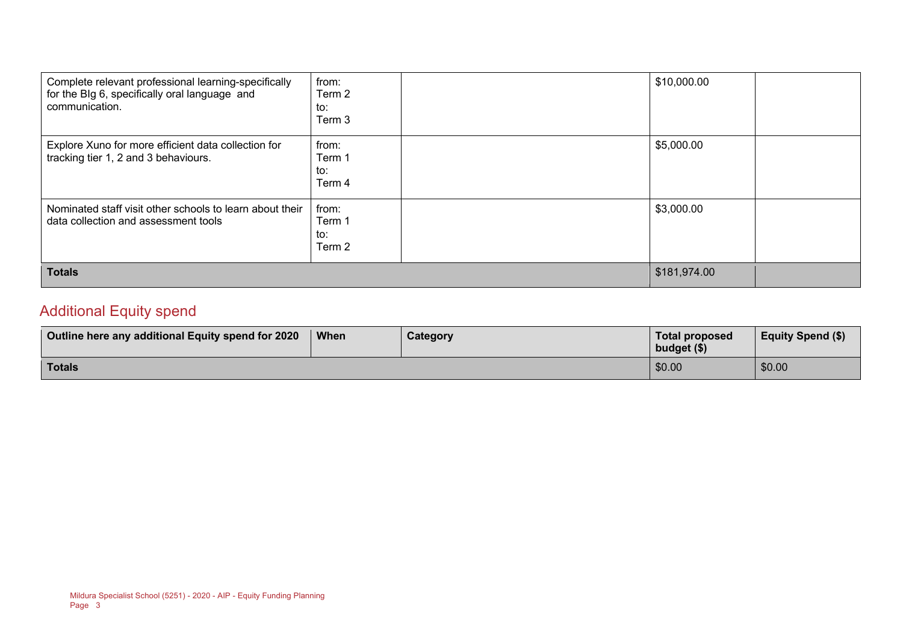| | | | | |
|---|---|---|---|---|
| Complete relevant professional learning-specifically for the BIg 6, specifically oral language and communication. | from:<br>Term 2<br>to:<br>Term 3 | | $10,000.00 | |
| Explore Xuno for more efficient data collection for tracking tier 1, 2 and 3 behaviours. | from:<br>Term 1<br>to:<br>Term 4 | | $5,000.00 | |
| Nominated staff visit other schools to learn about their data collection and assessment tools | from:<br>Term 1<br>to:<br>Term 2 | | $3,000.00 | |
| **Totals** | | | $181,974.00 | |

## Additional Equity spend

| Outline here any additional Equity spend for 2020 | When | Category | Total proposed budget ($) | Equity Spend ($) |
|---|---|---|---|---|
| **Totals** | | | $0.00 | $0.00 |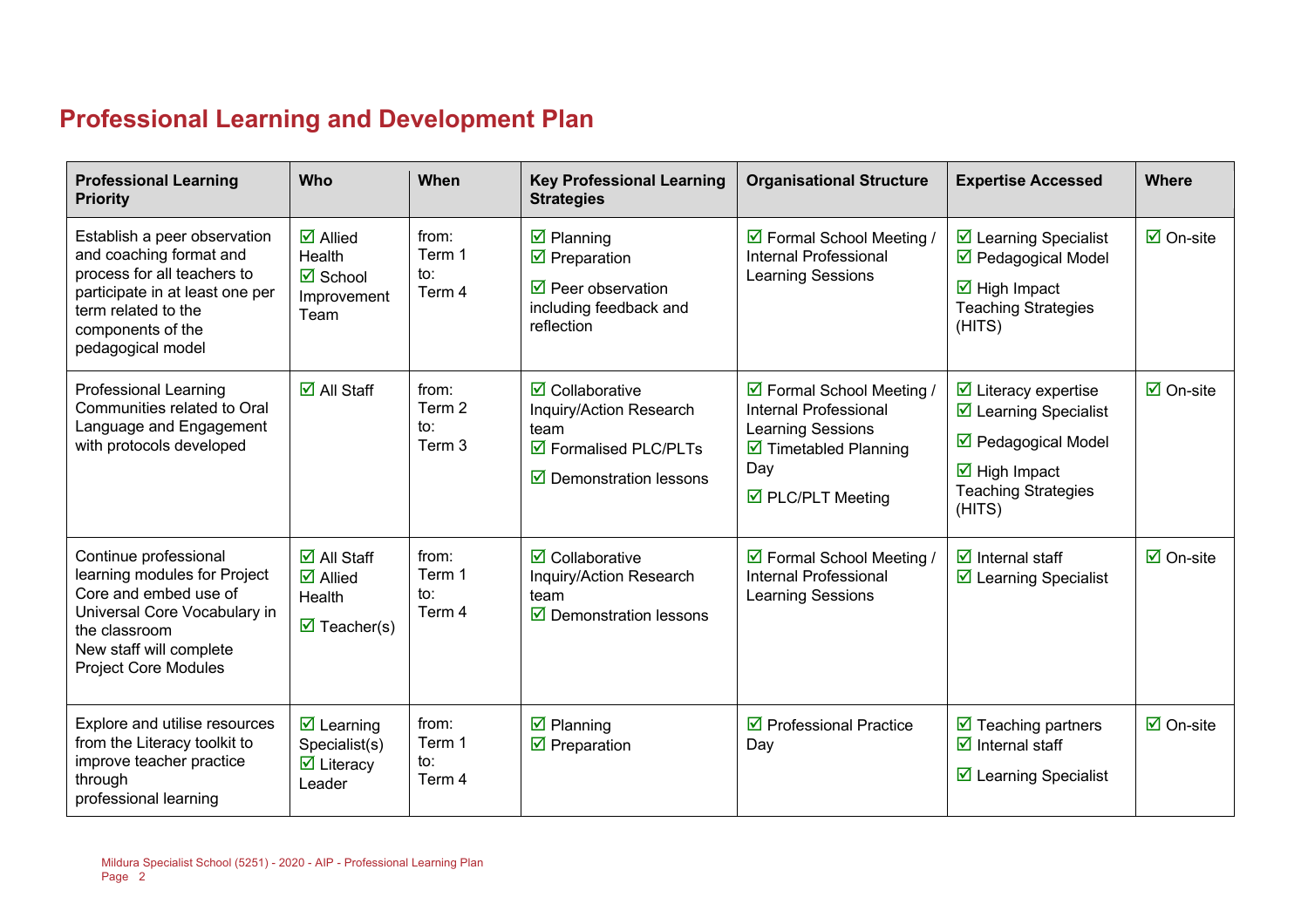## Professional Learning and Development Plan

| Professional Learning Priority | Who | When | Key Professional Learning Strategies | Organisational Structure | Expertise Accessed | Where |
|---|---|---|---|---|---|---|
| Establish a peer observation and coaching format and process for all teachers to participate in at least one per term related to the components of the pedagogical model | ☑ Allied Health<br>☑ School Improvement Team | from: Term 1<br>to: Term 4 | ☑ Planning<br>☑ Preparation<br>☑ Peer observation including feedback and reflection | ☑ Formal School Meeting / Internal Professional Learning Sessions | ☑ Learning Specialist<br>☑ Pedagogical Model<br>☑ High Impact Teaching Strategies (HITS) | ☑ On-site |
| Professional Learning Communities related to Oral Language and Engagement with protocols developed | ☑ All Staff | from: Term 2<br>to: Term 3 | ☑ Collaborative Inquiry/Action Research team<br>☑ Formalised PLC/PLTs<br>☑ Demonstration lessons | ☑ Formal School Meeting / Internal Professional Learning Sessions<br>☑ Timetabled Planning Day<br>☑ PLC/PLT Meeting | ☑ Literacy expertise<br>☑ Learning Specialist<br>☑ Pedagogical Model<br>☑ High Impact Teaching Strategies (HITS) | ☑ On-site |
| Continue professional learning modules for Project Core and embed use of Universal Core Vocabulary in the classroom<br>New staff will complete Project Core Modules | ☑ All Staff<br>☑ Allied Health<br>☑ Teacher(s) | from: Term 1<br>to: Term 4 | ☑ Collaborative Inquiry/Action Research team<br>☑ Demonstration lessons | ☑ Formal School Meeting / Internal Professional Learning Sessions | ☑ Internal staff<br>☑ Learning Specialist | ☑ On-site |
| Explore and utilise resources from the Literacy toolkit to improve teacher practice through professional learning | ☑ Learning Specialist(s)<br>☑ Literacy Leader | from: Term 1<br>to: Term 4 | ☑ Planning<br>☑ Preparation | ☑ Professional Practice Day | ☑ Teaching partners<br>☑ Internal staff<br>☑ Learning Specialist | ☑ On-site |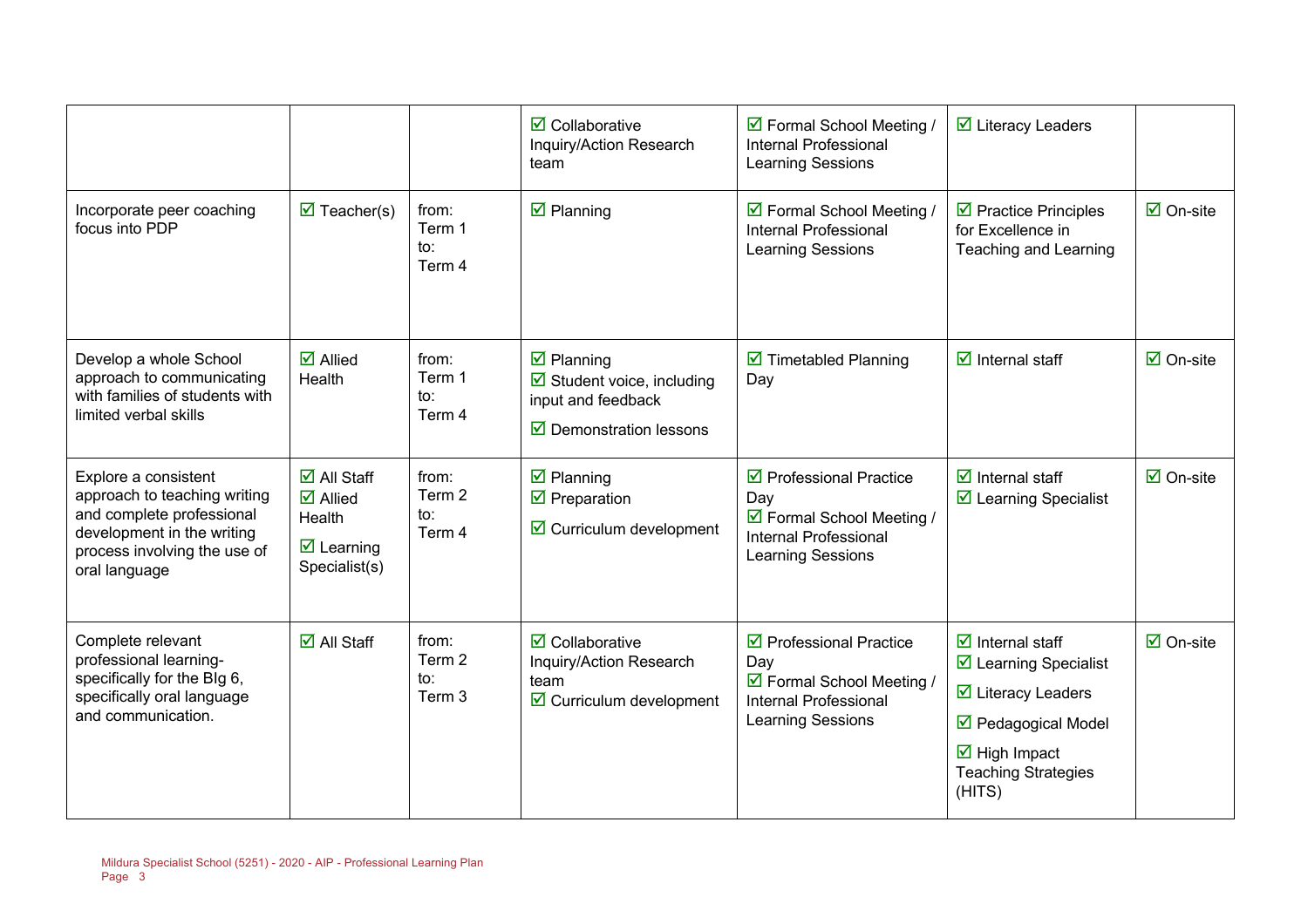| | | | ☑ Collaborative Inquiry/Action Research team | ☑ Formal School Meeting / Internal Professional Learning Sessions | ☑ Literacy Leaders | |
|---|---|---|---|---|---|---|
| Incorporate peer coaching focus into PDP | ☑ Teacher(s) | from: Term 1 to: Term 4 | ☑ Planning | ☑ Formal School Meeting / Internal Professional Learning Sessions | ☑ Practice Principles for Excellence in Teaching and Learning | ☑ On-site |
| Develop a whole School approach to communicating with families of students with limited verbal skills | ☑ Allied Health | from: Term 1 to: Term 4 | ☑ Planning ☑ Student voice, including input and feedback ☑ Demonstration lessons | ☑ Timetabled Planning Day | ☑ Internal staff | ☑ On-site |
| Explore a consistent approach to teaching writing and complete professional development in the writing process involving the use of oral language | ☑ All Staff ☑ Allied Health ☑ Learning Specialist(s) | from: Term 2 to: Term 4 | ☑ Planning ☑ Preparation ☑ Curriculum development | ☑ Professional Practice Day ☑ Formal School Meeting / Internal Professional Learning Sessions | ☑ Internal staff ☑ Learning Specialist | ☑ On-site |
| Complete relevant professional learning- specifically for the BIg 6, specifically oral language and communication. | ☑ All Staff | from: Term 2 to: Term 3 | ☑ Collaborative Inquiry/Action Research team ☑ Curriculum development | ☑ Professional Practice Day ☑ Formal School Meeting / Internal Professional Learning Sessions | ☑ Internal staff ☑ Learning Specialist ☑ Literacy Leaders ☑ Pedagogical Model ☑ High Impact Teaching Strategies (HITS) | ☑ On-site |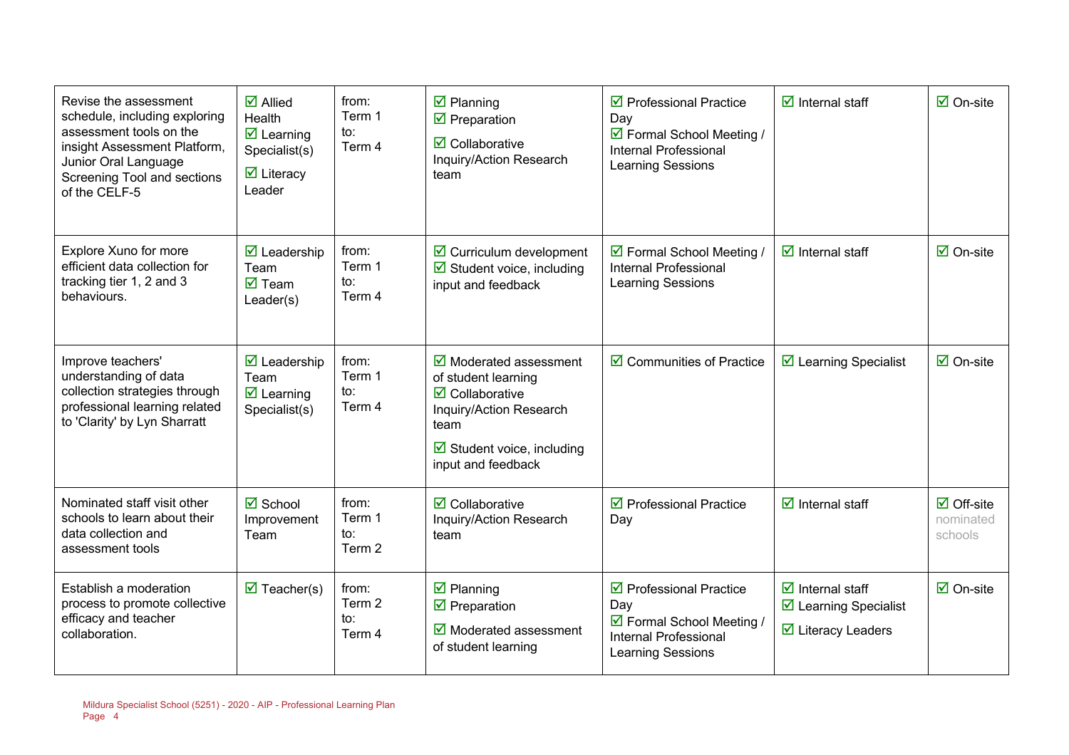| | | | | | | |
|---|---|---|---|---|---|---|
| Revise the assessment schedule, including exploring assessment tools on the insight Assessment Platform, Junior Oral Language Screening Tool and sections of the CELF-5 | ☑ Allied Health<br>☑ Learning Specialist(s)<br>☑ Literacy Leader | from:<br>Term 1<br>to:<br>Term 4 | ☑ Planning<br>☑ Preparation<br>☑ Collaborative Inquiry/Action Research team | ☑ Professional Practice Day<br>☑ Formal School Meeting / Internal Professional Learning Sessions | ☑ Internal staff | ☑ On-site |
| Explore Xuno for more efficient data collection for tracking tier 1, 2 and 3 behaviours. | ☑ Leadership Team<br>☑ Team Leader(s) | from:<br>Term 1<br>to:<br>Term 4 | ☑ Curriculum development<br>☑ Student voice, including input and feedback | ☑ Formal School Meeting / Internal Professional Learning Sessions | ☑ Internal staff | ☑ On-site |
| Improve teachers' understanding of data collection strategies through professional learning related to 'Clarity' by Lyn Sharratt | ☑ Leadership Team<br>☑ Learning Specialist(s) | from:<br>Term 1<br>to:<br>Term 4 | ☑ Moderated assessment of student learning<br>☑ Collaborative Inquiry/Action Research team<br>☑ Student voice, including input and feedback | ☑ Communities of Practice | ☑ Learning Specialist | ☑ On-site |
| Nominated staff visit other schools to learn about their data collection and assessment tools | ☑ School Improvement Team | from:<br>Term 1<br>to:<br>Term 2 | ☑ Collaborative Inquiry/Action Research team | ☑ Professional Practice Day | ☑ Internal staff | ☑ Off-site nominated schools |
| Establish a moderation process to promote collective efficacy and teacher collaboration. | ☑ Teacher(s) | from:<br>Term 2<br>to:<br>Term 4 | ☑ Planning<br>☑ Preparation<br>☑ Moderated assessment of student learning | ☑ Professional Practice Day<br>☑ Formal School Meeting / Internal Professional Learning Sessions | ☑ Internal staff<br>☑ Learning Specialist<br>☑ Literacy Leaders | ☑ On-site |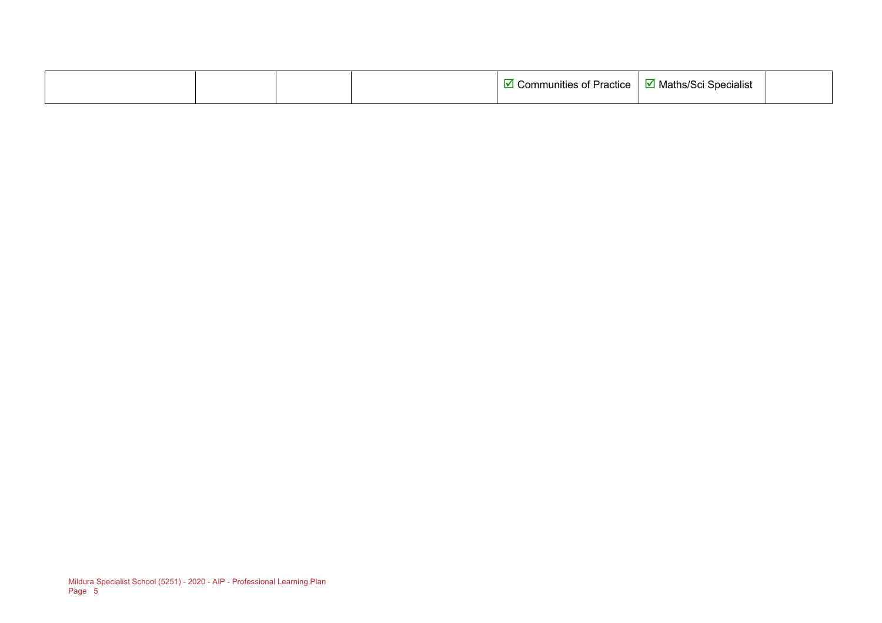| | | | | | | |
|---|---|---|---|---|---|---|
| | | | | ☑ Communities of Practice | ☑ Maths/Sci Specialist | |